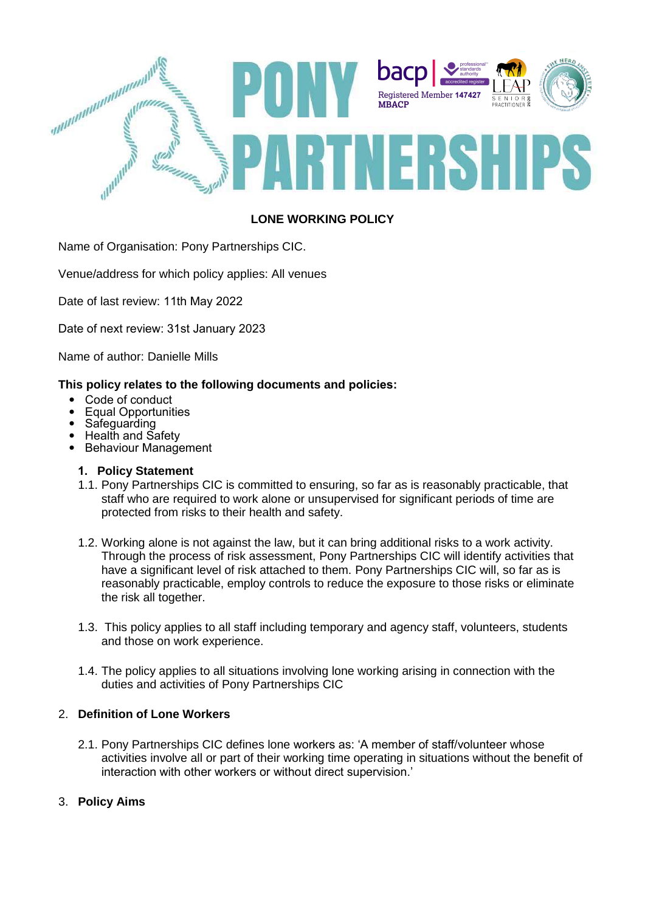# PONY PARTNERSHIPS

bacp | professional standards authority accredited register
Registered Member 147427
MBACP

LEAP SENIOR PRACTITIONER

## LONE WORKING POLICY

Name of Organisation: Pony Partnerships CIC.

Venue/address for which policy applies: All venues

Date of last review: 11th May 2022

Date of next review: 31st January 2023

Name of author: Danielle Mills

**This policy relates to the following documents and policies:**

- Code of conduct
- Equal Opportunities
- Safeguarding
- Health and Safety
- Behaviour Management

### 1. Policy Statement

1.1. Pony Partnerships CIC is committed to ensuring, so far as is reasonably practicable, that staff who are required to work alone or unsupervised for significant periods of time are protected from risks to their health and safety.

1.2. Working alone is not against the law, but it can bring additional risks to a work activity. Through the process of risk assessment, Pony Partnerships CIC will identify activities that have a significant level of risk attached to them. Pony Partnerships CIC will, so far as is reasonably practicable, employ controls to reduce the exposure to those risks or eliminate the risk all together.

1.3. This policy applies to all staff including temporary and agency staff, volunteers, students and those on work experience.

1.4. The policy applies to all situations involving lone working arising in connection with the duties and activities of Pony Partnerships CIC

### 2. Definition of Lone Workers

2.1. Pony Partnerships CIC defines lone workers as: 'A member of staff/volunteer whose activities involve all or part of their working time operating in situations without the benefit of interaction with other workers or without direct supervision.'

### 3. Policy Aims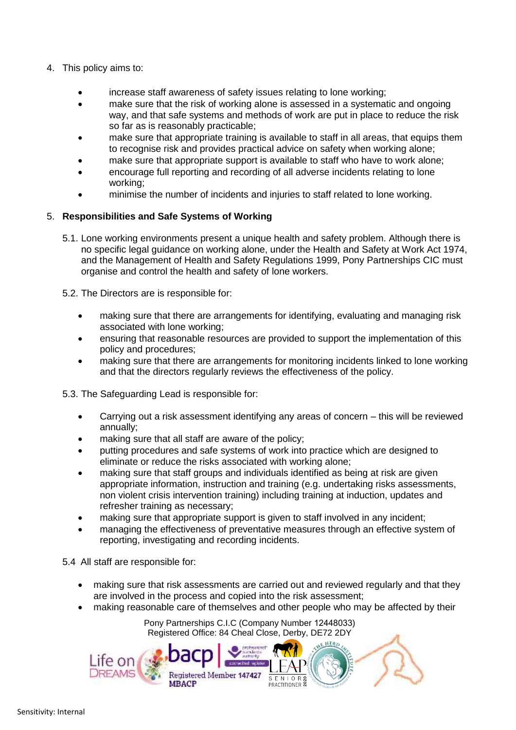4. This policy aims to:

    - increase staff awareness of safety issues relating to lone working;
    - make sure that the risk of working alone is assessed in a systematic and ongoing way, and that safe systems and methods of work are put in place to reduce the risk so far as is reasonably practicable;
    - make sure that appropriate training is available to staff in all areas, that equips them to recognise risk and provides practical advice on safety when working alone;
    - make sure that appropriate support is available to staff who have to work alone;
    - encourage full reporting and recording of all adverse incidents relating to lone working;
    - minimise the number of incidents and injuries to staff related to lone working.

5. **Responsibilities and Safe Systems of Working**

    5.1. Lone working environments present a unique health and safety problem. Although there is no specific legal guidance on working alone, under the Health and Safety at Work Act 1974, and the Management of Health and Safety Regulations 1999, Pony Partnerships CIC must organise and control the health and safety of lone workers.

    5.2. The Directors are is responsible for:

    - making sure that there are arrangements for identifying, evaluating and managing risk associated with lone working;
    - ensuring that reasonable resources are provided to support the implementation of this policy and procedures;
    - making sure that there are arrangements for monitoring incidents linked to lone working and that the directors regularly reviews the effectiveness of the policy.

    5.3. The Safeguarding Lead is responsible for:

    - Carrying out a risk assessment identifying any areas of concern – this will be reviewed annually;
    - making sure that all staff are aware of the policy;
    - putting procedures and safe systems of work into practice which are designed to eliminate or reduce the risks associated with working alone;
    - making sure that staff groups and individuals identified as being at risk are given appropriate information, instruction and training (e.g. undertaking risks assessments, non violent crisis intervention training) including training at induction, updates and refresher training as necessary;
    - making sure that appropriate support is given to staff involved in any incident;
    - managing the effectiveness of preventative measures through an effective system of reporting, investigating and recording incidents.

    5.4 All staff are responsible for:

    - making sure that risk assessments are carried out and reviewed regularly and that they are involved in the process and copied into the risk assessment;
    - making reasonable care of themselves and other people who may be affected by their

Pony Partnerships C.I.C (Company Number 12448033)
Registered Office: 84 Cheal Close, Derby, DE72 2DY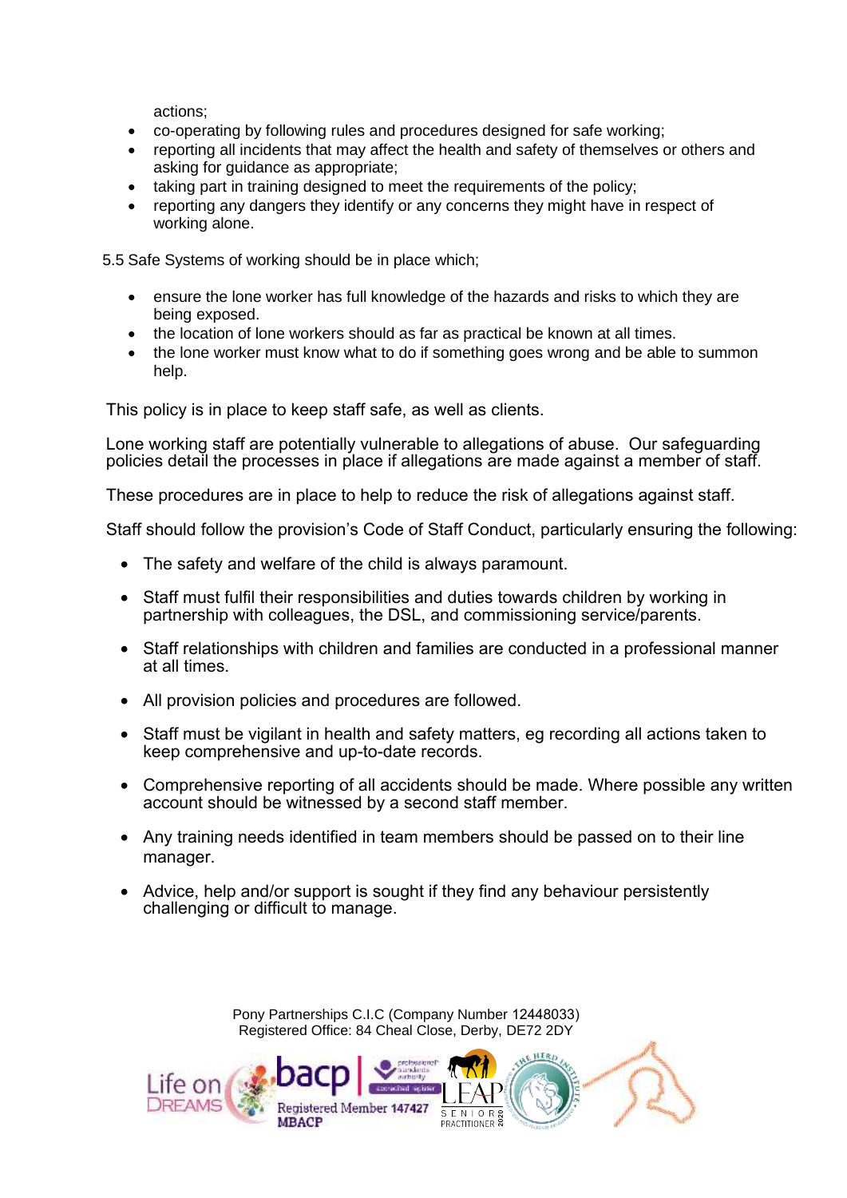actions;

- co-operating by following rules and procedures designed for safe working;
- reporting all incidents that may affect the health and safety of themselves or others and asking for guidance as appropriate;
- taking part in training designed to meet the requirements of the policy;
- reporting any dangers they identify or any concerns they might have in respect of working alone.

5.5 Safe Systems of working should be in place which;

- ensure the lone worker has full knowledge of the hazards and risks to which they are being exposed.
- the location of lone workers should as far as practical be known at all times.
- the lone worker must know what to do if something goes wrong and be able to summon help.

This policy is in place to keep staff safe, as well as clients.

Lone working staff are potentially vulnerable to allegations of abuse. Our safeguarding policies detail the processes in place if allegations are made against a member of staff.

These procedures are in place to help to reduce the risk of allegations against staff.

Staff should follow the provision's Code of Staff Conduct, particularly ensuring the following:

- The safety and welfare of the child is always paramount.
- Staff must fulfil their responsibilities and duties towards children by working in partnership with colleagues, the DSL, and commissioning service/parents.
- Staff relationships with children and families are conducted in a professional manner at all times.
- All provision policies and procedures are followed.
- Staff must be vigilant in health and safety matters, eg recording all actions taken to keep comprehensive and up-to-date records.
- Comprehensive reporting of all accidents should be made. Where possible any written account should be witnessed by a second staff member.
- Any training needs identified in team members should be passed on to their line manager.
- Advice, help and/or support is sought if they find any behaviour persistently challenging or difficult to manage.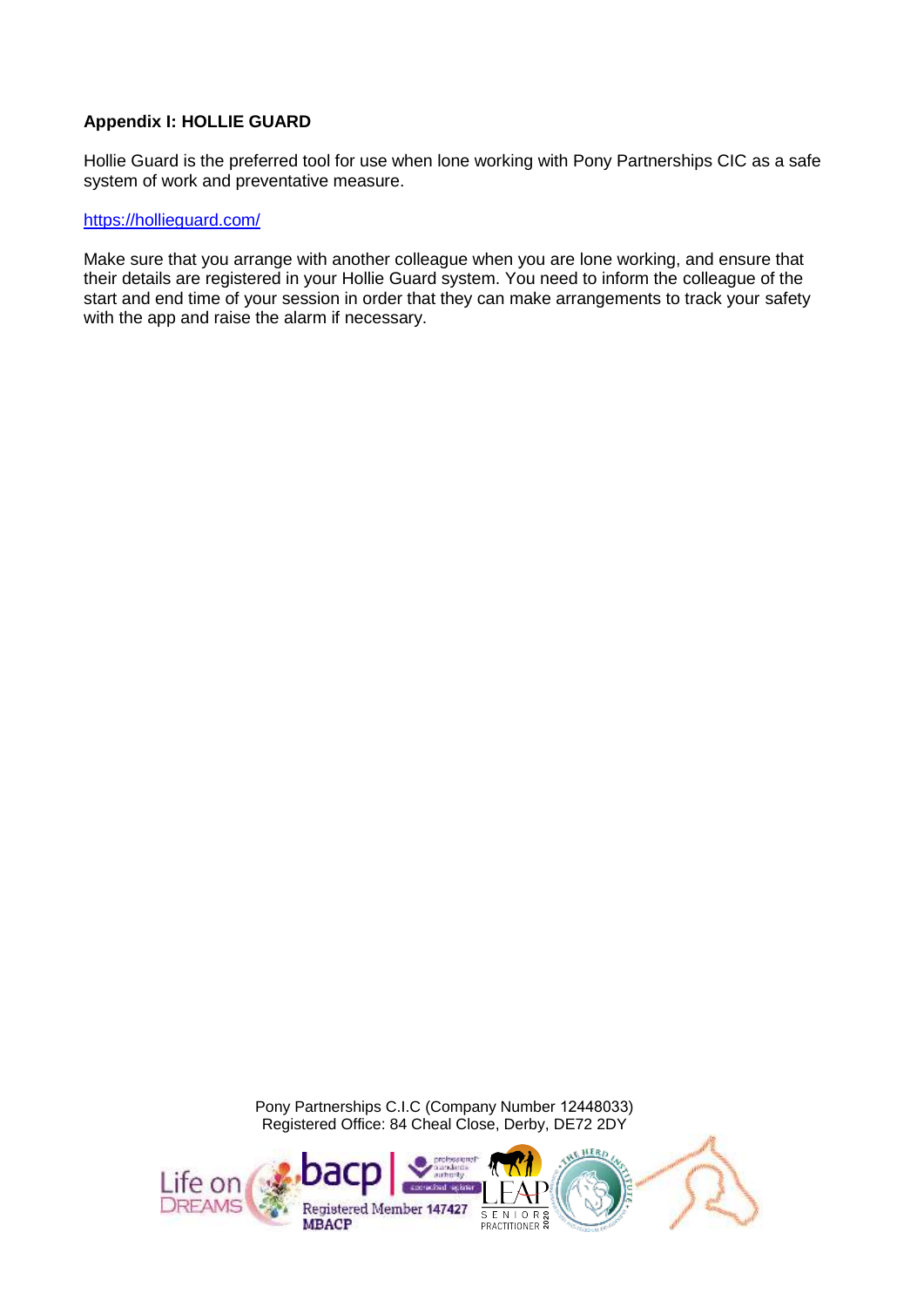**Appendix I: HOLLIE GUARD**

Hollie Guard is the preferred tool for use when lone working with Pony Partnerships CIC as a safe system of work and preventative measure.

[https://hollieguard.com/](https://hollieguard.com/)

Make sure that you arrange with another colleague when you are lone working, and ensure that their details are registered in your Hollie Guard system. You need to inform the colleague of the start and end time of your session in order that they can make arrangements to track your safety with the app and raise the alarm if necessary.